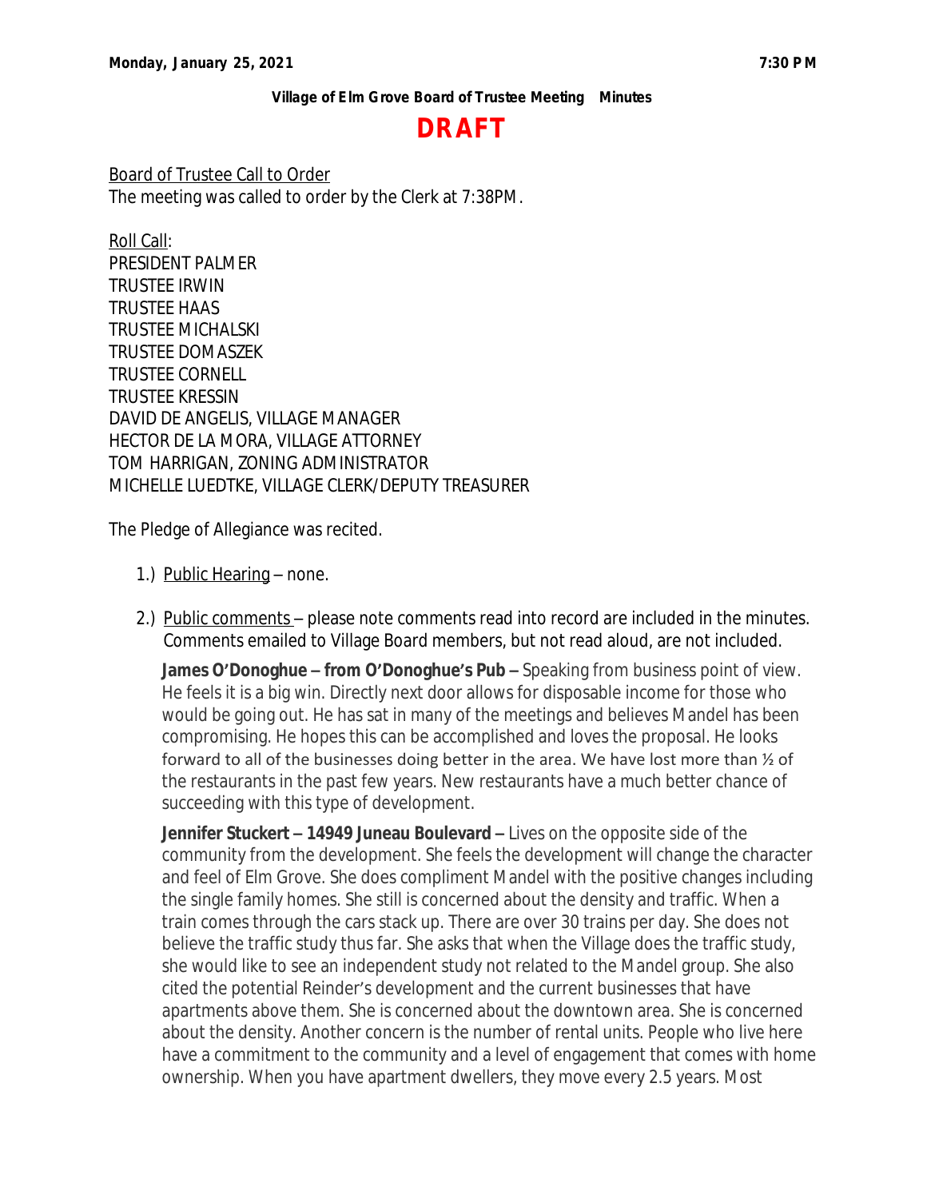**Monday, January 25, 2021** **7:30 PM**

**Village of Elm Grove Board of Trustee Meeting Minutes**

# DRAFT

Board of Trustee Call to Order
The meeting was called to order by the Clerk at 7:38PM.

Roll Call:
PRESIDENT PALMER
TRUSTEE IRWIN
TRUSTEE HAAS
TRUSTEE MICHALSKI
TRUSTEE DOMASZEK
TRUSTEE CORNELL
TRUSTEE KRESSIN
DAVID DE ANGELIS, VILLAGE MANAGER
HECTOR DE LA MORA, VILLAGE ATTORNEY
TOM HARRIGAN, ZONING ADMINISTRATOR
MICHELLE LUEDTKE, VILLAGE CLERK/DEPUTY TREASURER

The Pledge of Allegiance was recited.

1.) Public Hearing – none.

2.) Public comments – please note comments read into record are included in the minutes. Comments emailed to Village Board members, but not read aloud, are not included.

**James O'Donoghue – from O'Donoghue's Pub –** Speaking from business point of view. He feels it is a big win. Directly next door allows for disposable income for those who would be going out. He has sat in many of the meetings and believes Mandel has been compromising. He hopes this can be accomplished and loves the proposal. He looks forward to all of the businesses doing better in the area. We have lost more than ½ of the restaurants in the past few years. New restaurants have a much better chance of succeeding with this type of development.

**Jennifer Stuckert – 14949 Juneau Boulevard –** Lives on the opposite side of the community from the development. She feels the development will change the character and feel of Elm Grove. She does compliment Mandel with the positive changes including the single family homes. She still is concerned about the density and traffic. When a train comes through the cars stack up. There are over 30 trains per day. She does not believe the traffic study thus far. She asks that when the Village does the traffic study, she would like to see an independent study not related to the Mandel group. She also cited the potential Reinder's development and the current businesses that have apartments above them. She is concerned about the downtown area. She is concerned about the density. Another concern is the number of rental units. People who live here have a commitment to the community and a level of engagement that comes with home ownership. When you have apartment dwellers, they move every 2.5 years. Most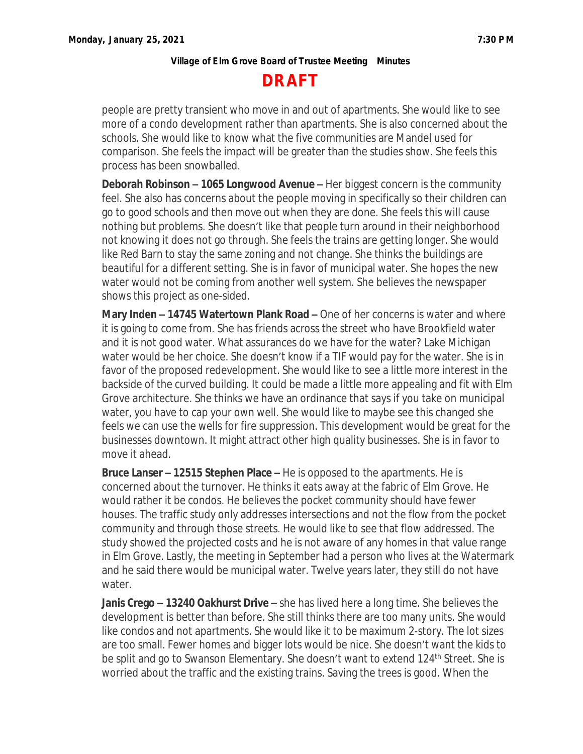people are pretty transient who move in and out of apartments. She would like to see more of a condo development rather than apartments. She is also concerned about the schools. She would like to know what the five communities are Mandel used for comparison. She feels the impact will be greater than the studies show. She feels this process has been snowballed.

**Deborah Robinson – 1065 Longwood Avenue –** Her biggest concern is the community feel. She also has concerns about the people moving in specifically so their children can go to good schools and then move out when they are done. She feels this will cause nothing but problems. She doesn't like that people turn around in their neighborhood not knowing it does not go through. She feels the trains are getting longer. She would like Red Barn to stay the same zoning and not change. She thinks the buildings are beautiful for a different setting. She is in favor of municipal water. She hopes the new water would not be coming from another well system. She believes the newspaper shows this project as one-sided.

**Mary Inden – 14745 Watertown Plank Road –** One of her concerns is water and where it is going to come from. She has friends across the street who have Brookfield water and it is not good water. What assurances do we have for the water? Lake Michigan water would be her choice. She doesn't know if a TIF would pay for the water. She is in favor of the proposed redevelopment. She would like to see a little more interest in the backside of the curved building. It could be made a little more appealing and fit with Elm Grove architecture. She thinks we have an ordinance that says if you take on municipal water, you have to cap your own well. She would like to maybe see this changed she feels we can use the wells for fire suppression. This development would be great for the businesses downtown. It might attract other high quality businesses. She is in favor to move it ahead.

**Bruce Lanser – 12515 Stephen Place –** He is opposed to the apartments. He is concerned about the turnover. He thinks it eats away at the fabric of Elm Grove. He would rather it be condos. He believes the pocket community should have fewer houses. The traffic study only addresses intersections and not the flow from the pocket community and through those streets. He would like to see that flow addressed. The study showed the projected costs and he is not aware of any homes in that value range in Elm Grove. Lastly, the meeting in September had a person who lives at the Watermark and he said there would be municipal water. Twelve years later, they still do not have water.

**Janis Crego – 13240 Oakhurst Drive –** she has lived here a long time. She believes the development is better than before. She still thinks there are too many units. She would like condos and not apartments. She would like it to be maximum 2-story. The lot sizes are too small. Fewer homes and bigger lots would be nice. She doesn't want the kids to be split and go to Swanson Elementary. She doesn't want to extend 124th Street. She is worried about the traffic and the existing trains. Saving the trees is good. When the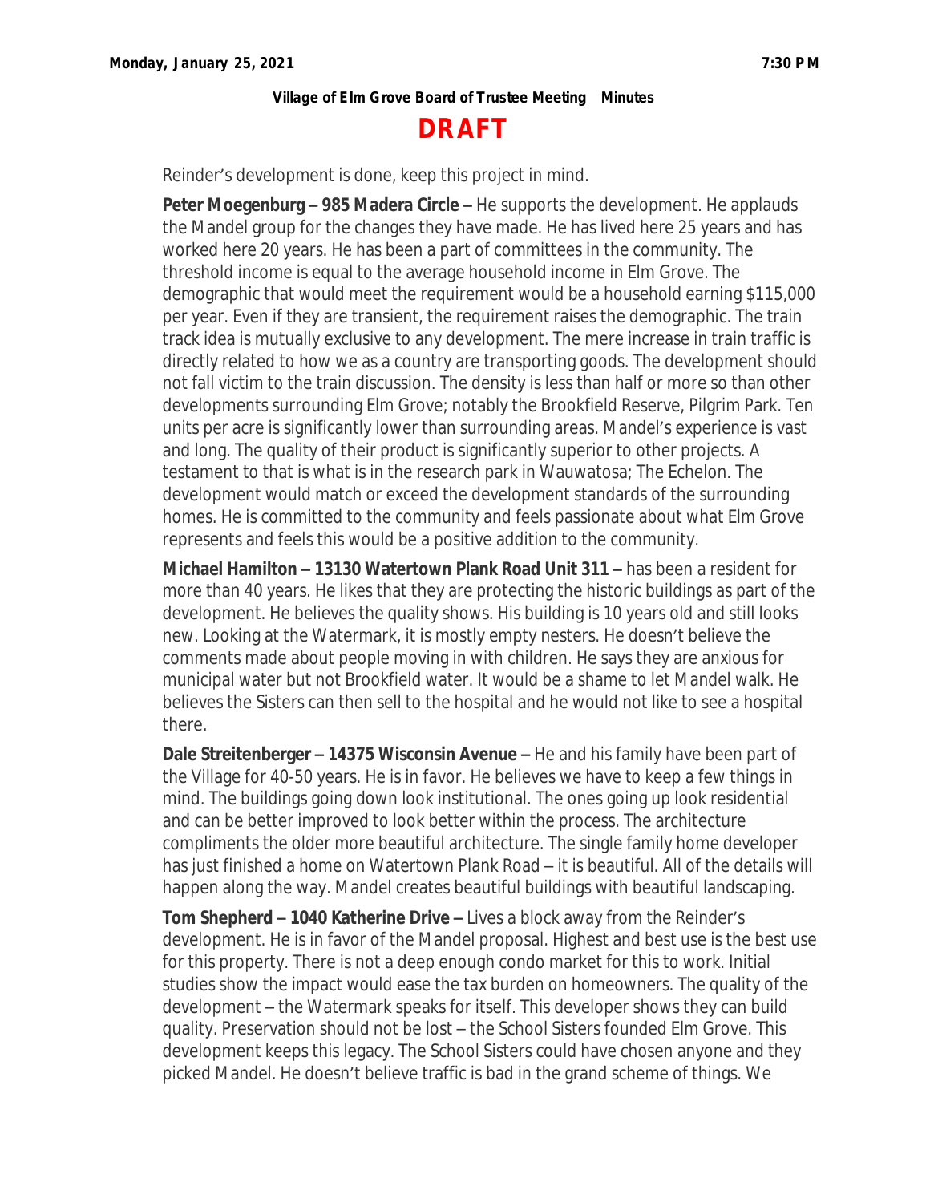Reinder's development is done, keep this project in mind.

**Peter Moegenburg – 985 Madera Circle –** He supports the development. He applauds the Mandel group for the changes they have made. He has lived here 25 years and has worked here 20 years. He has been a part of committees in the community. The threshold income is equal to the average household income in Elm Grove. The demographic that would meet the requirement would be a household earning $115,000 per year. Even if they are transient, the requirement raises the demographic. The train track idea is mutually exclusive to any development. The mere increase in train traffic is directly related to how we as a country are transporting goods. The development should not fall victim to the train discussion. The density is less than half or more so than other developments surrounding Elm Grove; notably the Brookfield Reserve, Pilgrim Park. Ten units per acre is significantly lower than surrounding areas. Mandel's experience is vast and long. The quality of their product is significantly superior to other projects. A testament to that is what is in the research park in Wauwatosa; The Echelon. The development would match or exceed the development standards of the surrounding homes. He is committed to the community and feels passionate about what Elm Grove represents and feels this would be a positive addition to the community.

**Michael Hamilton – 13130 Watertown Plank Road Unit 311 –** has been a resident for more than 40 years. He likes that they are protecting the historic buildings as part of the development. He believes the quality shows. His building is 10 years old and still looks new. Looking at the Watermark, it is mostly empty nesters. He doesn't believe the comments made about people moving in with children. He says they are anxious for municipal water but not Brookfield water. It would be a shame to let Mandel walk. He believes the Sisters can then sell to the hospital and he would not like to see a hospital there.

**Dale Streitenberger – 14375 Wisconsin Avenue –** He and his family have been part of the Village for 40-50 years. He is in favor. He believes we have to keep a few things in mind. The buildings going down look institutional. The ones going up look residential and can be better improved to look better within the process. The architecture compliments the older more beautiful architecture. The single family home developer has just finished a home on Watertown Plank Road – it is beautiful. All of the details will happen along the way. Mandel creates beautiful buildings with beautiful landscaping.

**Tom Shepherd – 1040 Katherine Drive –** Lives a block away from the Reinder's development. He is in favor of the Mandel proposal. Highest and best use is the best use for this property. There is not a deep enough condo market for this to work. Initial studies show the impact would ease the tax burden on homeowners. The quality of the development – the Watermark speaks for itself. This developer shows they can build quality. Preservation should not be lost – the School Sisters founded Elm Grove. This development keeps this legacy. The School Sisters could have chosen anyone and they picked Mandel. He doesn't believe traffic is bad in the grand scheme of things. We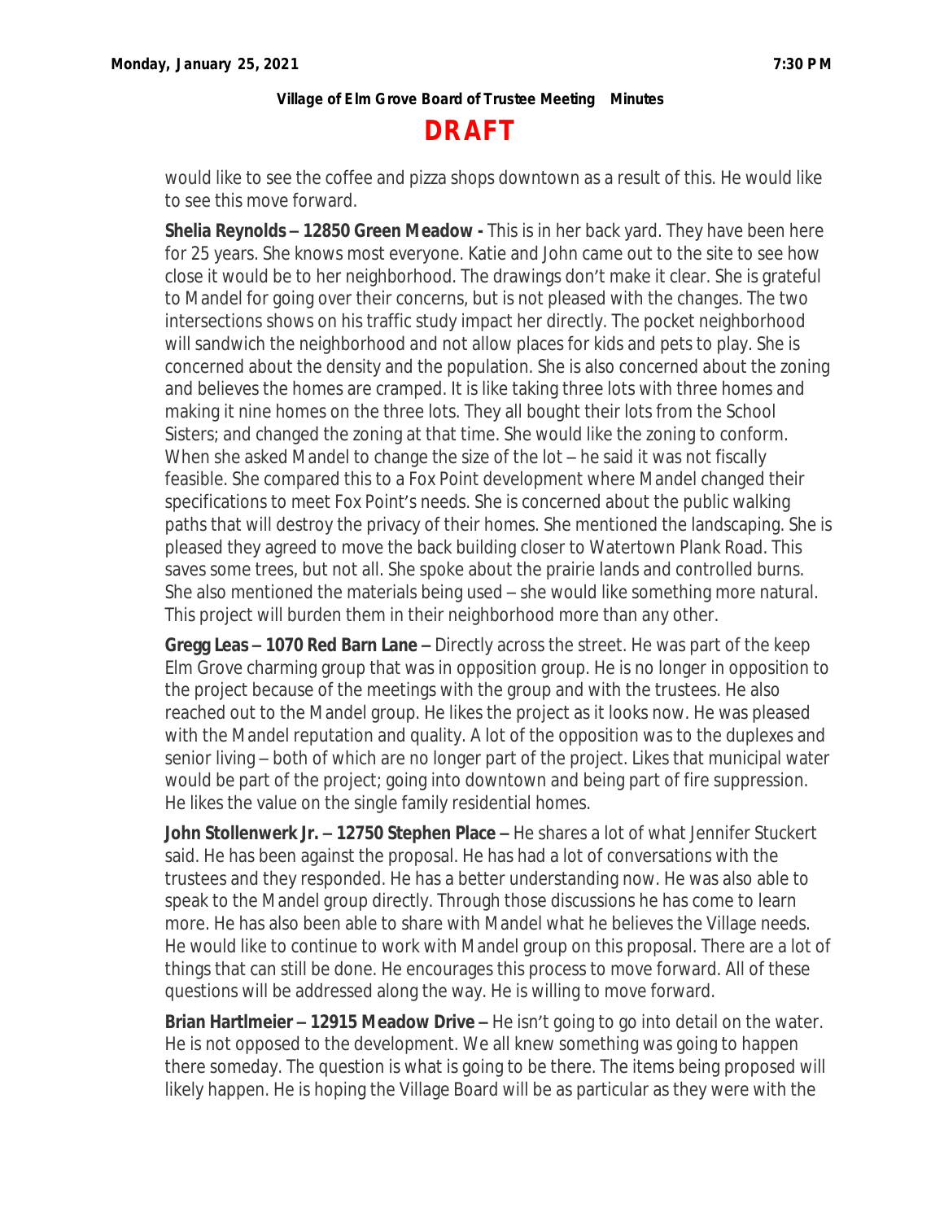would like to see the coffee and pizza shops downtown as a result of this. He would like to see this move forward.

**Shelia Reynolds – 12850 Green Meadow -** This is in her back yard. They have been here for 25 years. She knows most everyone. Katie and John came out to the site to see how close it would be to her neighborhood. The drawings don't make it clear. She is grateful to Mandel for going over their concerns, but is not pleased with the changes. The two intersections shows on his traffic study impact her directly. The pocket neighborhood will sandwich the neighborhood and not allow places for kids and pets to play. She is concerned about the density and the population. She is also concerned about the zoning and believes the homes are cramped. It is like taking three lots with three homes and making it nine homes on the three lots. They all bought their lots from the School Sisters; and changed the zoning at that time. She would like the zoning to conform. When she asked Mandel to change the size of the lot – he said it was not fiscally feasible. She compared this to a Fox Point development where Mandel changed their specifications to meet Fox Point's needs. She is concerned about the public walking paths that will destroy the privacy of their homes. She mentioned the landscaping. She is pleased they agreed to move the back building closer to Watertown Plank Road. This saves some trees, but not all. She spoke about the prairie lands and controlled burns. She also mentioned the materials being used – she would like something more natural. This project will burden them in their neighborhood more than any other.

**Gregg Leas – 1070 Red Barn Lane –** Directly across the street. He was part of the keep Elm Grove charming group that was in opposition group. He is no longer in opposition to the project because of the meetings with the group and with the trustees. He also reached out to the Mandel group. He likes the project as it looks now. He was pleased with the Mandel reputation and quality. A lot of the opposition was to the duplexes and senior living – both of which are no longer part of the project. Likes that municipal water would be part of the project; going into downtown and being part of fire suppression. He likes the value on the single family residential homes.

**John Stollenwerk Jr. – 12750 Stephen Place –** He shares a lot of what Jennifer Stuckert said. He has been against the proposal. He has had a lot of conversations with the trustees and they responded. He has a better understanding now. He was also able to speak to the Mandel group directly. Through those discussions he has come to learn more. He has also been able to share with Mandel what he believes the Village needs. He would like to continue to work with Mandel group on this proposal. There are a lot of things that can still be done. He encourages this process to move forward. All of these questions will be addressed along the way. He is willing to move forward.

**Brian Hartlmeier – 12915 Meadow Drive –** He isn't going to go into detail on the water. He is not opposed to the development. We all knew something was going to happen there someday. The question is what is going to be there. The items being proposed will likely happen. He is hoping the Village Board will be as particular as they were with the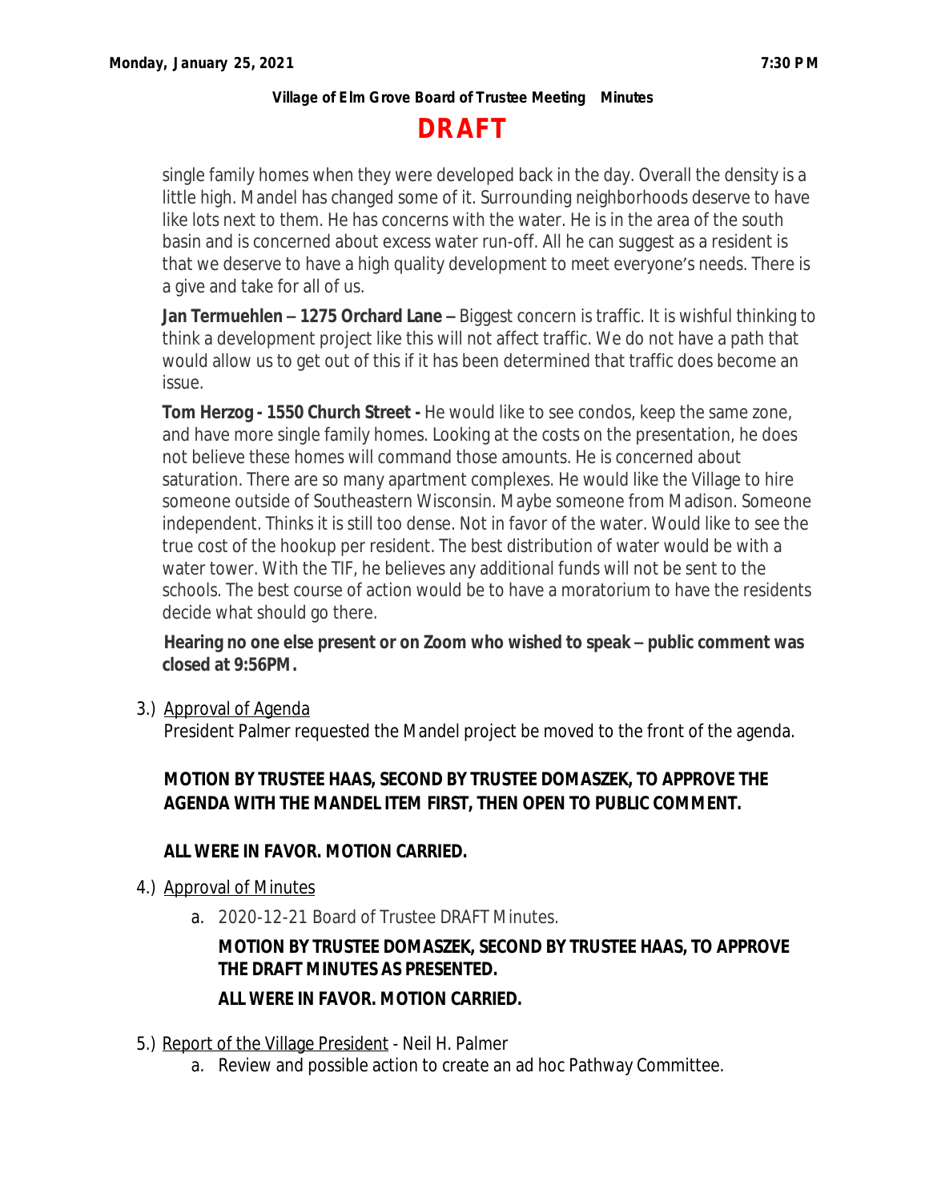**Village of Elm Grove Board of Trustee Meeting Minutes**

# DRAFT

single family homes when they were developed back in the day. Overall the density is a little high. Mandel has changed some of it. Surrounding neighborhoods deserve to have like lots next to them. He has concerns with the water. He is in the area of the south basin and is concerned about excess water run-off. All he can suggest as a resident is that we deserve to have a high quality development to meet everyone's needs. There is a give and take for all of us.

**Jan Termuehlen – 1275 Orchard Lane –** Biggest concern is traffic. It is wishful thinking to think a development project like this will not affect traffic. We do not have a path that would allow us to get out of this if it has been determined that traffic does become an issue.

**Tom Herzog - 1550 Church Street -** He would like to see condos, keep the same zone, and have more single family homes. Looking at the costs on the presentation, he does not believe these homes will command those amounts. He is concerned about saturation. There are so many apartment complexes. He would like the Village to hire someone outside of Southeastern Wisconsin. Maybe someone from Madison. Someone independent. Thinks it is still too dense. Not in favor of the water. Would like to see the true cost of the hookup per resident. The best distribution of water would be with a water tower. With the TIF, he believes any additional funds will not be sent to the schools. The best course of action would be to have a moratorium to have the residents decide what should go there.

**Hearing no one else present or on Zoom who wished to speak – public comment was closed at 9:56PM.**

3.) Approval of Agenda
President Palmer requested the Mandel project be moved to the front of the agenda.

**MOTION BY TRUSTEE HAAS, SECOND BY TRUSTEE DOMASZEK, TO APPROVE THE AGENDA WITH THE MANDEL ITEM FIRST, THEN OPEN TO PUBLIC COMMENT.**

**ALL WERE IN FAVOR. MOTION CARRIED.**

4.) Approval of Minutes

a. 2020-12-21 Board of Trustee DRAFT Minutes.

**MOTION BY TRUSTEE DOMASZEK, SECOND BY TRUSTEE HAAS, TO APPROVE THE DRAFT MINUTES AS PRESENTED.**

**ALL WERE IN FAVOR. MOTION CARRIED.**

5.) Report of the Village President - Neil H. Palmer

a. Review and possible action to create an ad hoc Pathway Committee.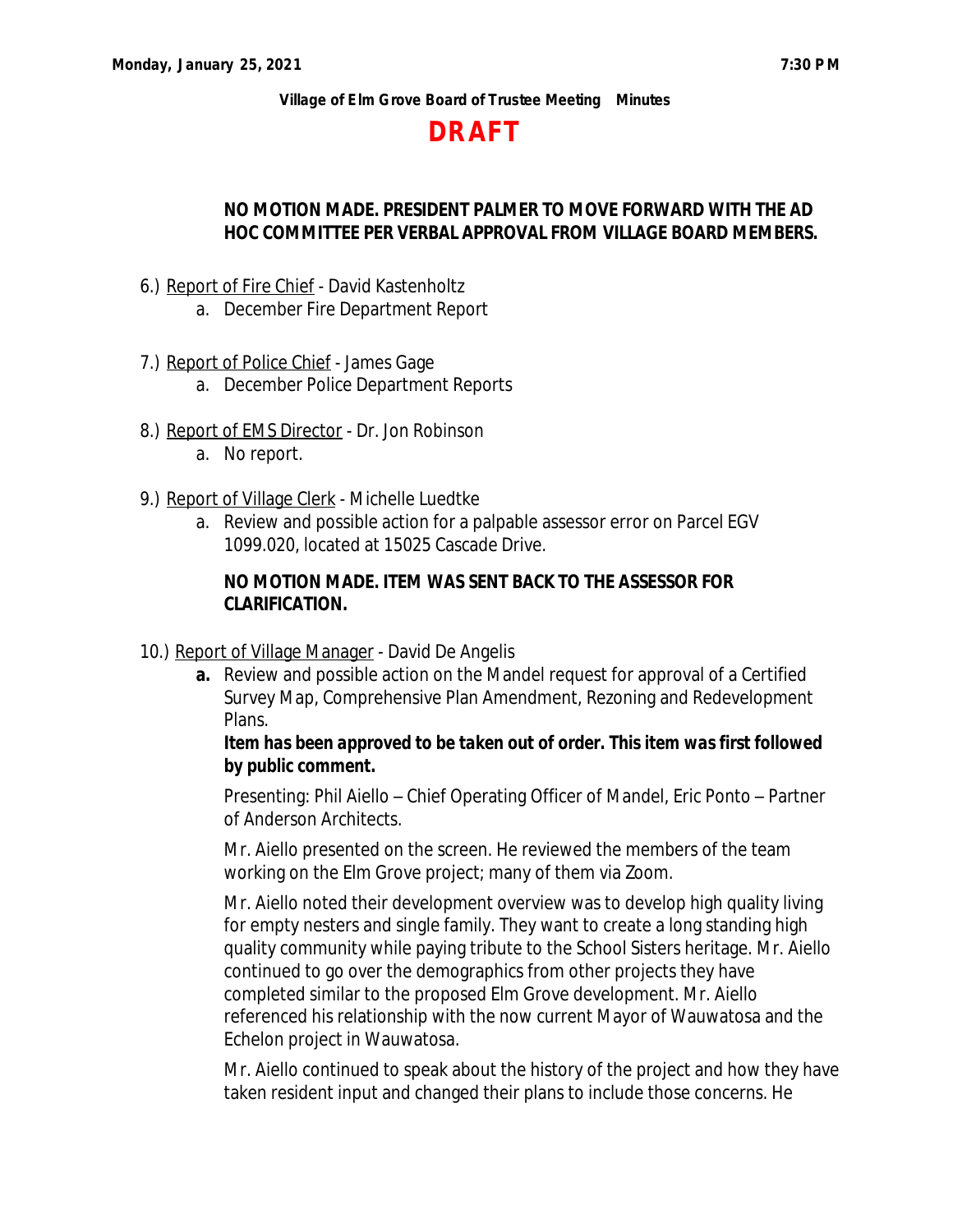**NO MOTION MADE. PRESIDENT PALMER TO MOVE FORWARD WITH THE AD HOC COMMITTEE PER VERBAL APPROVAL FROM VILLAGE BOARD MEMBERS.**

6.) Report of Fire Chief - David Kastenholtz
   a. December Fire Department Report

7.) Report of Police Chief - James Gage
   a. December Police Department Reports

8.) Report of EMS Director - Dr. Jon Robinson
   a. No report.

9.) Report of Village Clerk - Michelle Luedtke
   a. Review and possible action for a palpable assessor error on Parcel EGV 1099.020, located at 15025 Cascade Drive.

   **NO MOTION MADE. ITEM WAS SENT BACK TO THE ASSESSOR FOR CLARIFICATION.**

10.) Report of Village Manager - David De Angelis
   **a.** Review and possible action on the Mandel request for approval of a Certified Survey Map, Comprehensive Plan Amendment, Rezoning and Redevelopment Plans.

   ***Item has been approved to be taken out of order. This item was first followed by public comment.***

   Presenting: Phil Aiello – Chief Operating Officer of Mandel, Eric Ponto – Partner of Anderson Architects.

   Mr. Aiello presented on the screen. He reviewed the members of the team working on the Elm Grove project; many of them via Zoom.

   Mr. Aiello noted their development overview was to develop high quality living for empty nesters and single family. They want to create a long standing high quality community while paying tribute to the School Sisters heritage. Mr. Aiello continued to go over the demographics from other projects they have completed similar to the proposed Elm Grove development. Mr. Aiello referenced his relationship with the now current Mayor of Wauwatosa and the Echelon project in Wauwatosa.

   Mr. Aiello continued to speak about the history of the project and how they have taken resident input and changed their plans to include those concerns. He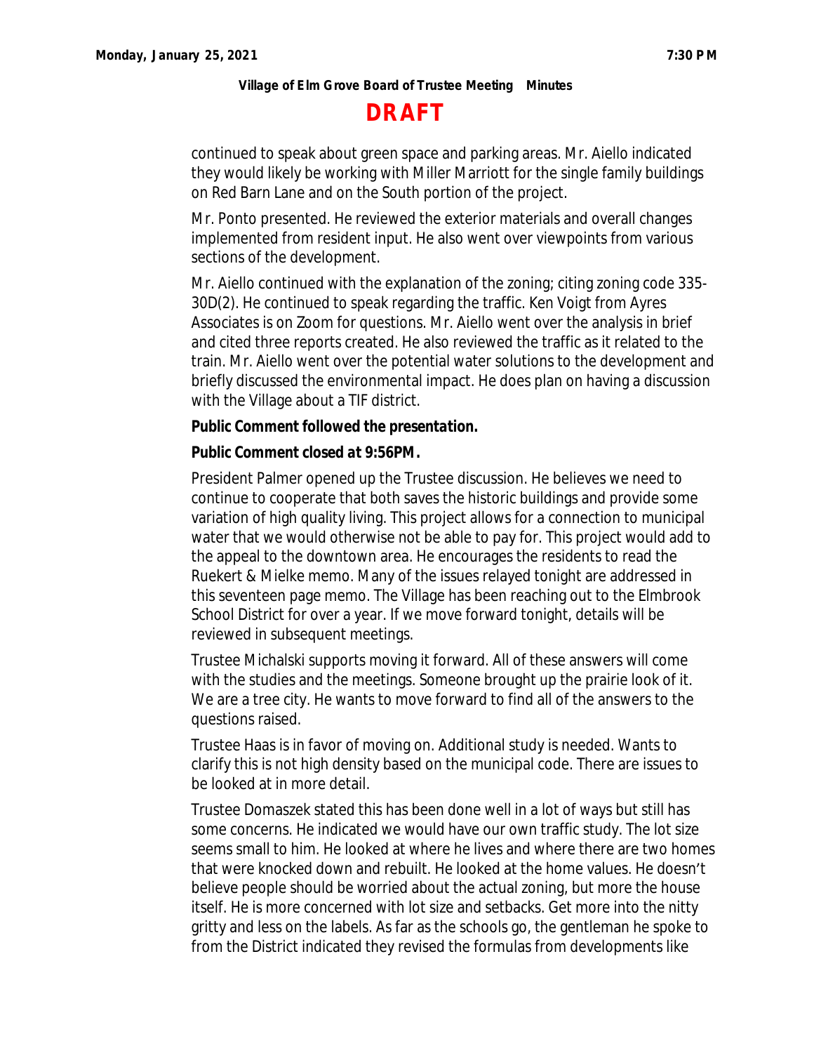continued to speak about green space and parking areas. Mr. Aiello indicated they would likely be working with Miller Marriott for the single family buildings on Red Barn Lane and on the South portion of the project.

Mr. Ponto presented. He reviewed the exterior materials and overall changes implemented from resident input. He also went over viewpoints from various sections of the development.

Mr. Aiello continued with the explanation of the zoning; citing zoning code 335-30D(2). He continued to speak regarding the traffic. Ken Voigt from Ayres Associates is on Zoom for questions. Mr. Aiello went over the analysis in brief and cited three reports created. He also reviewed the traffic as it related to the train. Mr. Aiello went over the potential water solutions to the development and briefly discussed the environmental impact. He does plan on having a discussion with the Village about a TIF district.

***Public Comment followed the presentation.***

***Public Comment closed at 9:56PM.***

President Palmer opened up the Trustee discussion. He believes we need to continue to cooperate that both saves the historic buildings and provide some variation of high quality living. This project allows for a connection to municipal water that we would otherwise not be able to pay for. This project would add to the appeal to the downtown area. He encourages the residents to read the Ruekert & Mielke memo. Many of the issues relayed tonight are addressed in this seventeen page memo. The Village has been reaching out to the Elmbrook School District for over a year. If we move forward tonight, details will be reviewed in subsequent meetings.

Trustee Michalski supports moving it forward. All of these answers will come with the studies and the meetings. Someone brought up the prairie look of it. We are a tree city. He wants to move forward to find all of the answers to the questions raised.

Trustee Haas is in favor of moving on. Additional study is needed. Wants to clarify this is not high density based on the municipal code. There are issues to be looked at in more detail.

Trustee Domaszek stated this has been done well in a lot of ways but still has some concerns. He indicated we would have our own traffic study. The lot size seems small to him. He looked at where he lives and where there are two homes that were knocked down and rebuilt. He looked at the home values. He doesn't believe people should be worried about the actual zoning, but more the house itself. He is more concerned with lot size and setbacks. Get more into the nitty gritty and less on the labels. As far as the schools go, the gentleman he spoke to from the District indicated they revised the formulas from developments like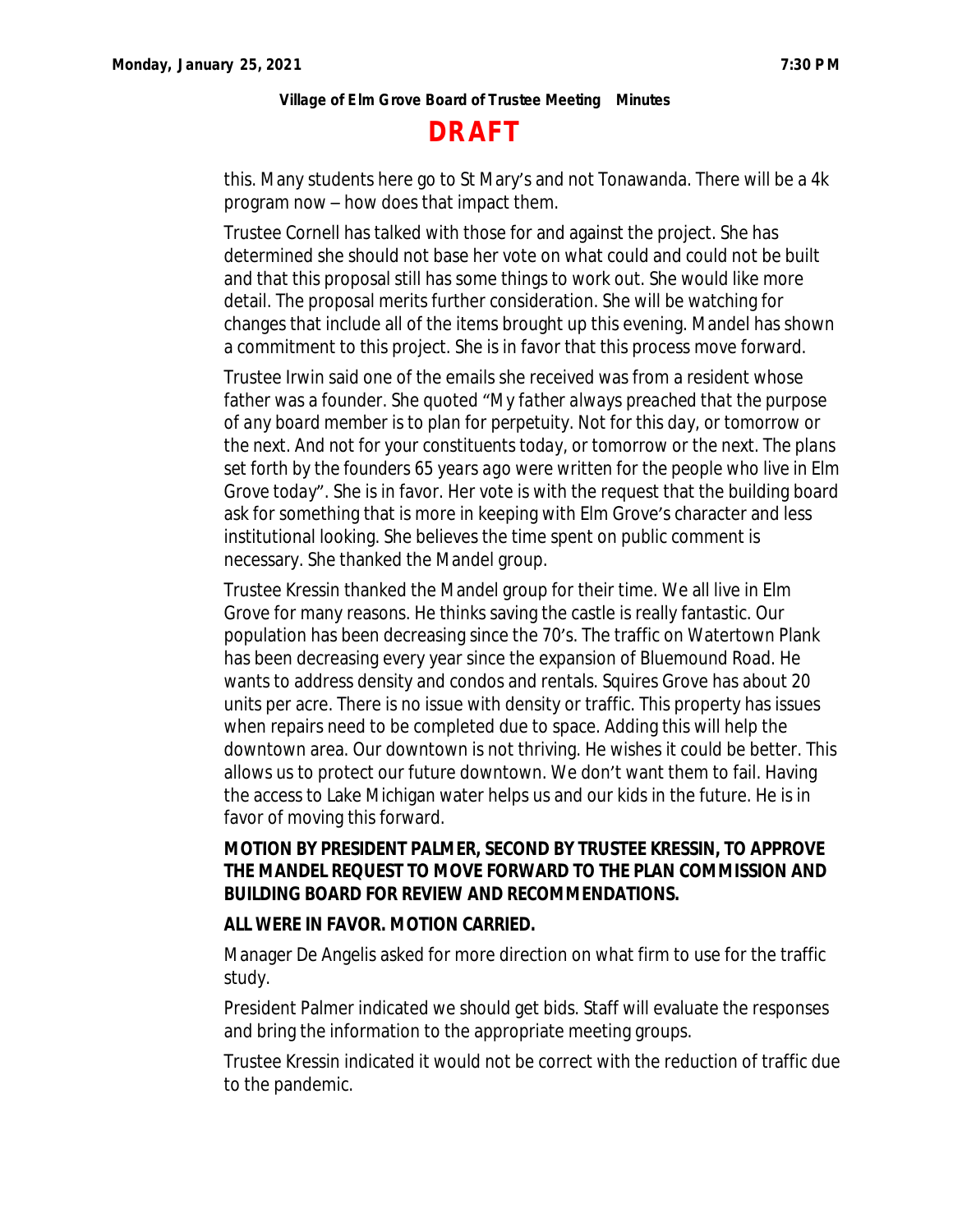**DRAFT**

this. Many students here go to St Mary's and not Tonawanda. There will be a 4k program now – how does that impact them.

Trustee Cornell has talked with those for and against the project. She has determined she should not base her vote on what could and could not be built and that this proposal still has some things to work out. She would like more detail. The proposal merits further consideration. She will be watching for changes that include all of the items brought up this evening. Mandel has shown a commitment to this project. She is in favor that this process move forward.

Trustee Irwin said one of the emails she received was from a resident whose father was a founder. She quoted "*My father always preached that the purpose of any board member is to plan for perpetuity. Not for this day, or tomorrow or the next. And not for your constituents today, or tomorrow or the next. The plans set forth by the founders 65 years ago were written for the people who live in Elm Grove today*". She is in favor. Her vote is with the request that the building board ask for something that is more in keeping with Elm Grove's character and less institutional looking. She believes the time spent on public comment is necessary. She thanked the Mandel group.

Trustee Kressin thanked the Mandel group for their time. We all live in Elm Grove for many reasons. He thinks saving the castle is really fantastic. Our population has been decreasing since the 70's. The traffic on Watertown Plank has been decreasing every year since the expansion of Bluemound Road. He wants to address density and condos and rentals. Squires Grove has about 20 units per acre. There is no issue with density or traffic. This property has issues when repairs need to be completed due to space. Adding this will help the downtown area. Our downtown is not thriving. He wishes it could be better. This allows us to protect our future downtown. We don't want them to fail. Having the access to Lake Michigan water helps us and our kids in the future. He is in favor of moving this forward.

**MOTION BY PRESIDENT PALMER, SECOND BY TRUSTEE KRESSIN, TO APPROVE THE MANDEL REQUEST TO MOVE FORWARD TO THE PLAN COMMISSION AND BUILDING BOARD FOR REVIEW AND RECOMMENDATIONS.**

**ALL WERE IN FAVOR. MOTION CARRIED.**

Manager De Angelis asked for more direction on what firm to use for the traffic study.

President Palmer indicated we should get bids. Staff will evaluate the responses and bring the information to the appropriate meeting groups.

Trustee Kressin indicated it would not be correct with the reduction of traffic due to the pandemic.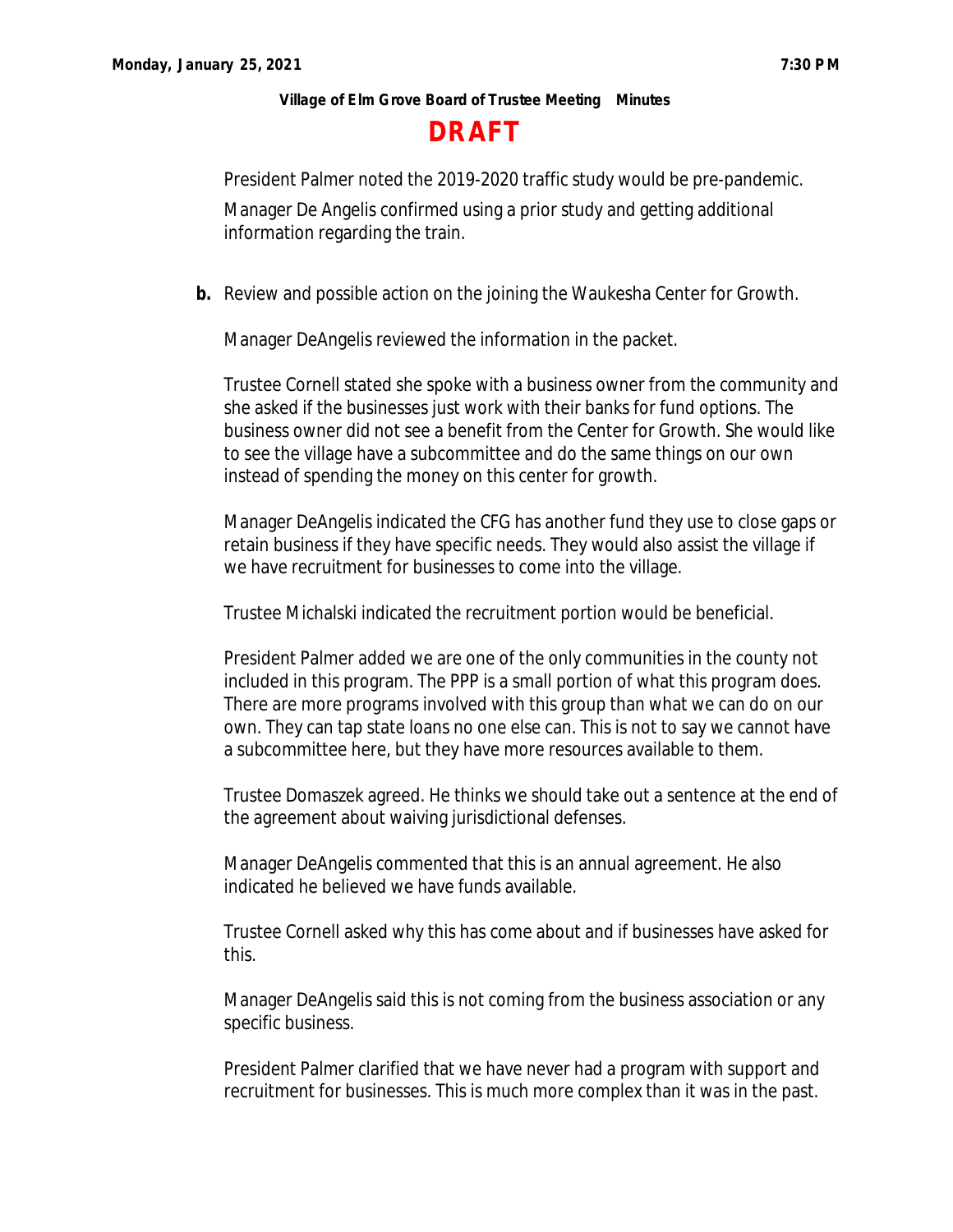President Palmer noted the 2019-2020 traffic study would be pre-pandemic.

Manager De Angelis confirmed using a prior study and getting additional information regarding the train.

**b.** Review and possible action on the joining the Waukesha Center for Growth.

Manager DeAngelis reviewed the information in the packet.

Trustee Cornell stated she spoke with a business owner from the community and she asked if the businesses just work with their banks for fund options. The business owner did not see a benefit from the Center for Growth. She would like to see the village have a subcommittee and do the same things on our own instead of spending the money on this center for growth.

Manager DeAngelis indicated the CFG has another fund they use to close gaps or retain business if they have specific needs. They would also assist the village if we have recruitment for businesses to come into the village.

Trustee Michalski indicated the recruitment portion would be beneficial.

President Palmer added we are one of the only communities in the county not included in this program. The PPP is a small portion of what this program does. There are more programs involved with this group than what we can do on our own. They can tap state loans no one else can. This is not to say we cannot have a subcommittee here, but they have more resources available to them.

Trustee Domaszek agreed. He thinks we should take out a sentence at the end of the agreement about waiving jurisdictional defenses.

Manager DeAngelis commented that this is an annual agreement. He also indicated he believed we have funds available.

Trustee Cornell asked why this has come about and if businesses have asked for this.

Manager DeAngelis said this is not coming from the business association or any specific business.

President Palmer clarified that we have never had a program with support and recruitment for businesses. This is much more complex than it was in the past.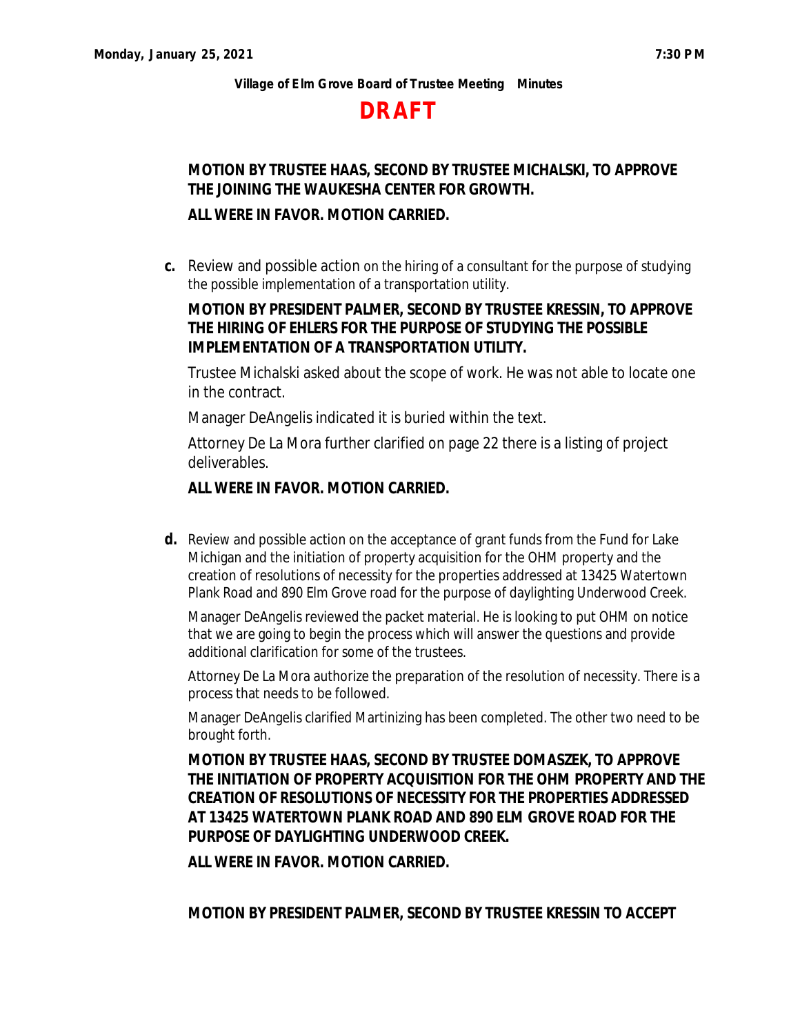**Village of Elm Grove Board of Trustee Meeting Minutes**

**DRAFT**

**MOTION BY TRUSTEE HAAS, SECOND BY TRUSTEE MICHALSKI, TO APPROVE THE JOINING THE WAUKESHA CENTER FOR GROWTH.**

**ALL WERE IN FAVOR. MOTION CARRIED.**

**c.** Review and possible action on the hiring of a consultant for the purpose of studying the possible implementation of a transportation utility.

**MOTION BY PRESIDENT PALMER, SECOND BY TRUSTEE KRESSIN, TO APPROVE THE HIRING OF EHLERS FOR THE PURPOSE OF STUDYING THE POSSIBLE IMPLEMENTATION OF A TRANSPORTATION UTILITY.**

Trustee Michalski asked about the scope of work. He was not able to locate one in the contract.

Manager DeAngelis indicated it is buried within the text.

Attorney De La Mora further clarified on page 22 there is a listing of project deliverables.

**ALL WERE IN FAVOR. MOTION CARRIED.**

**d.** Review and possible action on the acceptance of grant funds from the Fund for Lake Michigan and the initiation of property acquisition for the OHM property and the creation of resolutions of necessity for the properties addressed at 13425 Watertown Plank Road and 890 Elm Grove road for the purpose of daylighting Underwood Creek.

Manager DeAngelis reviewed the packet material. He is looking to put OHM on notice that we are going to begin the process which will answer the questions and provide additional clarification for some of the trustees.

Attorney De La Mora authorize the preparation of the resolution of necessity. There is a process that needs to be followed.

Manager DeAngelis clarified Martinizing has been completed. The other two need to be brought forth.

**MOTION BY TRUSTEE HAAS, SECOND BY TRUSTEE DOMASZEK, TO APPROVE THE INITIATION OF PROPERTY ACQUISITION FOR THE OHM PROPERTY AND THE CREATION OF RESOLUTIONS OF NECESSITY FOR THE PROPERTIES ADDRESSED AT 13425 WATERTOWN PLANK ROAD AND 890 ELM GROVE ROAD FOR THE PURPOSE OF DAYLIGHTING UNDERWOOD CREEK.**

**ALL WERE IN FAVOR. MOTION CARRIED.**

**MOTION BY PRESIDENT PALMER, SECOND BY TRUSTEE KRESSIN TO ACCEPT**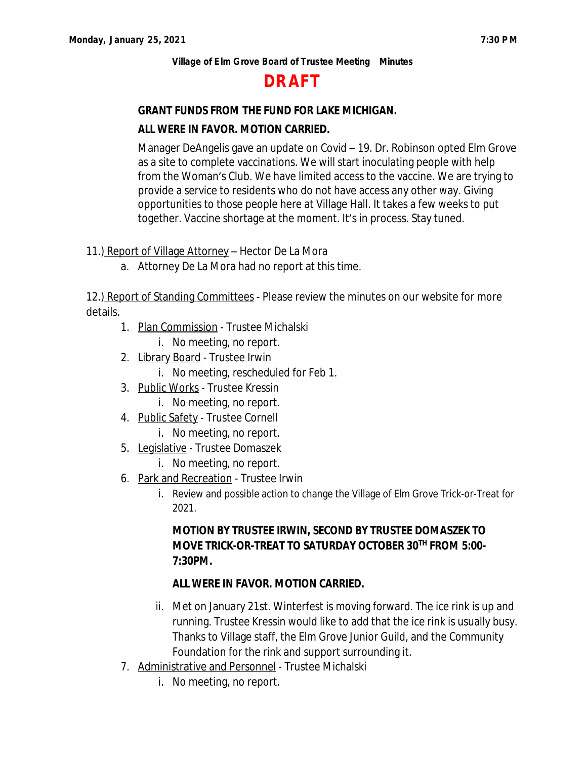**Village of Elm Grove Board of Trustee Meeting Minutes**

# DRAFT

**GRANT FUNDS FROM THE FUND FOR LAKE MICHIGAN.**

**ALL WERE IN FAVOR. MOTION CARRIED.**

Manager DeAngelis gave an update on Covid – 19. Dr. Robinson opted Elm Grove as a site to complete vaccinations. We will start inoculating people with help from the Woman's Club. We have limited access to the vaccine. We are trying to provide a service to residents who do not have access any other way. Giving opportunities to those people here at Village Hall. It takes a few weeks to put together. Vaccine shortage at the moment. It's in process. Stay tuned.

11.) Report of Village Attorney – Hector De La Mora

a. Attorney De La Mora had no report at this time.

12.) Report of Standing Committees - Please review the minutes on our website for more details.

1. Plan Commission - Trustee Michalski
   i. No meeting, no report.
2. Library Board - Trustee Irwin
   i. No meeting, rescheduled for Feb 1.
3. Public Works - Trustee Kressin
   i. No meeting, no report.
4. Public Safety - Trustee Cornell
   i. No meeting, no report.
5. Legislative - Trustee Domaszek
   i. No meeting, no report.
6. Park and Recreation - Trustee Irwin
   i. Review and possible action to change the Village of Elm Grove Trick-or-Treat for 2021.

      **MOTION BY TRUSTEE IRWIN, SECOND BY TRUSTEE DOMASZEK TO MOVE TRICK-OR-TREAT TO SATURDAY OCTOBER 30TH FROM 5:00-7:30PM.**

      **ALL WERE IN FAVOR. MOTION CARRIED.**

   ii. Met on January 21st. Winterfest is moving forward. The ice rink is up and running. Trustee Kressin would like to add that the ice rink is usually busy. Thanks to Village staff, the Elm Grove Junior Guild, and the Community Foundation for the rink and support surrounding it.
7. Administrative and Personnel - Trustee Michalski
   i. No meeting, no report.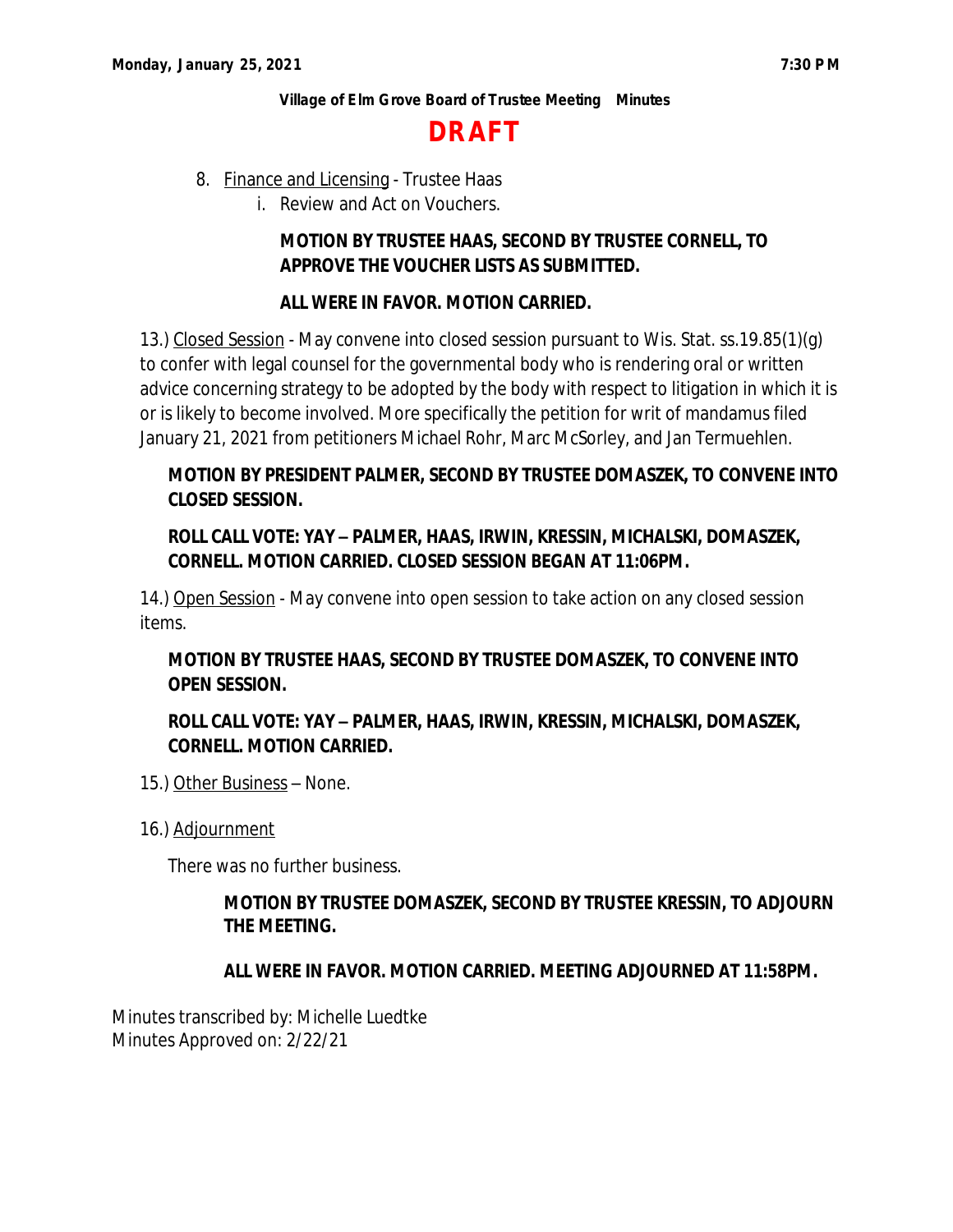**Village of Elm Grove Board of Trustee Meeting Minutes**

# DRAFT

8. Finance and Licensing - Trustee Haas
   i. Review and Act on Vouchers.

   **MOTION BY TRUSTEE HAAS, SECOND BY TRUSTEE CORNELL, TO APPROVE THE VOUCHER LISTS AS SUBMITTED.**

   **ALL WERE IN FAVOR. MOTION CARRIED.**

13.) Closed Session - May convene into closed session pursuant to Wis. Stat. ss.19.85(1)(g) to confer with legal counsel for the governmental body who is rendering oral or written advice concerning strategy to be adopted by the body with respect to litigation in which it is or is likely to become involved. More specifically the petition for writ of mandamus filed January 21, 2021 from petitioners Michael Rohr, Marc McSorley, and Jan Termuehlen.

**MOTION BY PRESIDENT PALMER, SECOND BY TRUSTEE DOMASZEK, TO CONVENE INTO CLOSED SESSION.**

**ROLL CALL VOTE: YAY – PALMER, HAAS, IRWIN, KRESSIN, MICHALSKI, DOMASZEK, CORNELL. MOTION CARRIED. CLOSED SESSION BEGAN AT 11:06PM.**

14.) Open Session - May convene into open session to take action on any closed session items.

**MOTION BY TRUSTEE HAAS, SECOND BY TRUSTEE DOMASZEK, TO CONVENE INTO OPEN SESSION.**

**ROLL CALL VOTE: YAY – PALMER, HAAS, IRWIN, KRESSIN, MICHALSKI, DOMASZEK, CORNELL. MOTION CARRIED.**

15.) Other Business – None.

16.) Adjournment

There was no further business.

**MOTION BY TRUSTEE DOMASZEK, SECOND BY TRUSTEE KRESSIN, TO ADJOURN THE MEETING.**

**ALL WERE IN FAVOR. MOTION CARRIED. MEETING ADJOURNED AT 11:58PM.**

Minutes transcribed by: Michelle Luedtke
Minutes Approved on: 2/22/21